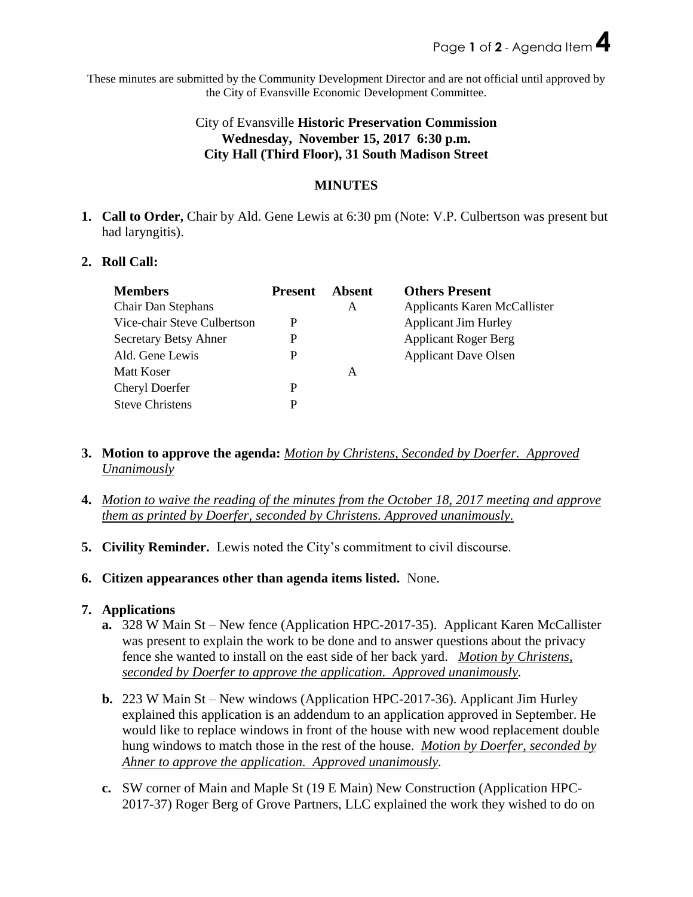These minutes are submitted by the Community Development Director and are not official until approved by the City of Evansville Economic Development Committee.

City of Evansville **Historic Preservation Commission**
**Wednesday, November 15, 2017 6:30 p.m.**
**City Hall (Third Floor), 31 South Madison Street**

## MINUTES

1. **Call to Order,** Chair by Ald. Gene Lewis at 6:30 pm (Note: V.P. Culbertson was present but had laryngitis).

2. **Roll Call:**

| **Members** | **Present** | **Absent** | **Others Present** |
|---|---|---|---|
| Chair Dan Stephans | | A | Applicants Karen McCallister |
| Vice-chair Steve Culbertson | P | | Applicant Jim Hurley |
| Secretary Betsy Ahner | P | | Applicant Roger Berg |
| Ald. Gene Lewis | P | | Applicant Dave Olsen |
| Matt Koser | | A | |
| Cheryl Doerfer | P | | |
| Steve Christens | P | | |

3. **Motion to approve the agenda:** *Motion by Christens, Seconded by Doerfer. Approved Unanimously*

4. *Motion to waive the reading of the minutes from the October 18, 2017 meeting and approve them as printed by Doerfer, seconded by Christens. Approved unanimously.*

5. **Civility Reminder.** Lewis noted the City's commitment to civil discourse.

6. **Citizen appearances other than agenda items listed.** None.

7. **Applications**
   - **a.** 328 W Main St – New fence (Application HPC-2017-35). Applicant Karen McCallister was present to explain the work to be done and to answer questions about the privacy fence she wanted to install on the east side of her back yard. *Motion by Christens, seconded by Doerfer to approve the application. Approved unanimously.*
   - **b.** 223 W Main St – New windows (Application HPC-2017-36). Applicant Jim Hurley explained this application is an addendum to an application approved in September. He would like to replace windows in front of the house with new wood replacement double hung windows to match those in the rest of the house. *Motion by Doerfer, seconded by Ahner to approve the application. Approved unanimously.*
   - **c.** SW corner of Main and Maple St (19 E Main) New Construction (Application HPC-2017-37) Roger Berg of Grove Partners, LLC explained the work they wished to do on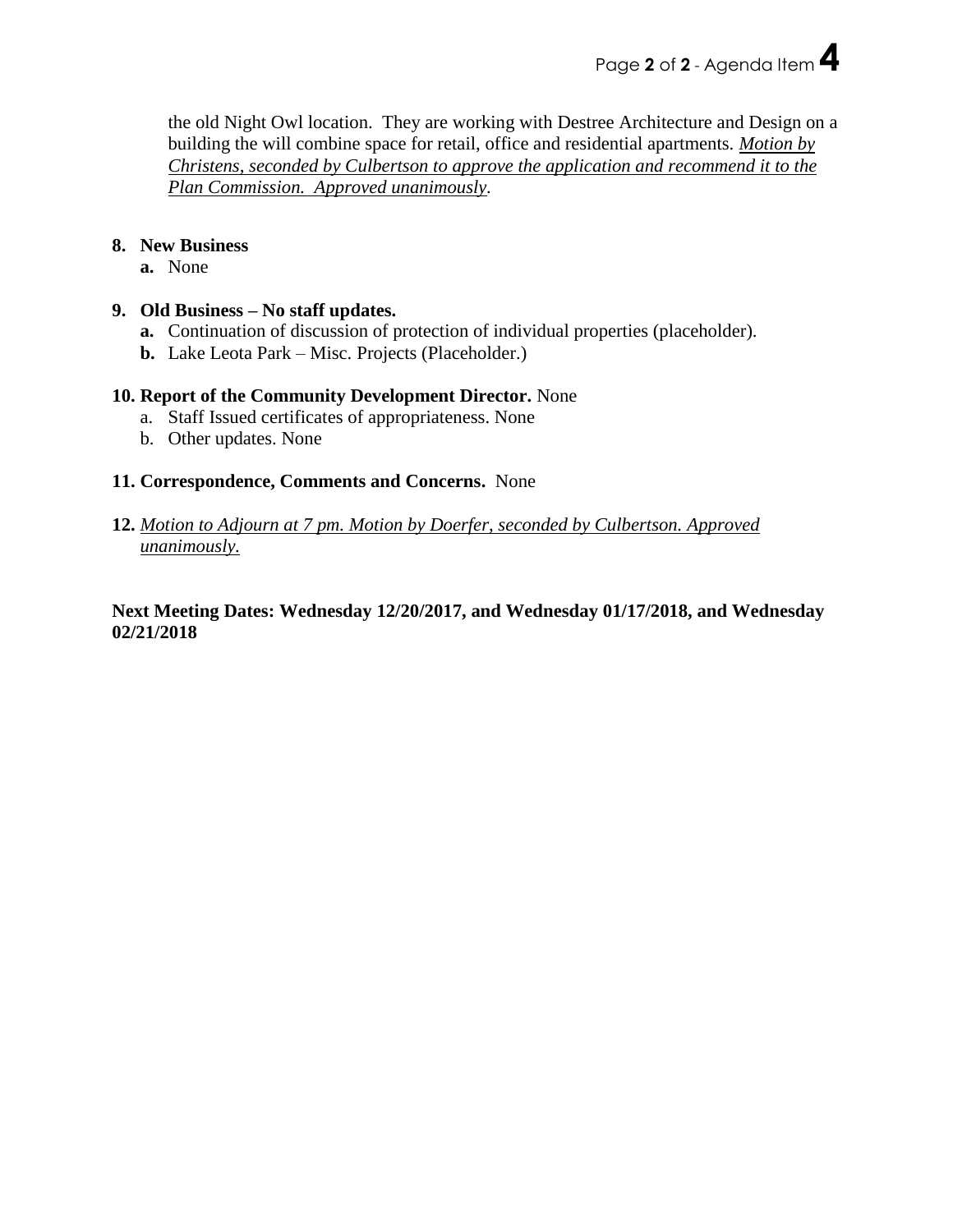the old Night Owl location. They are working with Destree Architecture and Design on a building the will combine space for retail, office and residential apartments. _Motion by Christens, seconded by Culbertson to approve the application and recommend it to the Plan Commission. Approved unanimously._

**8. New Business**

**a.** None

**9. Old Business – No staff updates.**

**a.** Continuation of discussion of protection of individual properties (placeholder).

**b.** Lake Leota Park – Misc. Projects (Placeholder.)

**10. Report of the Community Development Director.** None

a. Staff Issued certificates of appropriateness. None

b. Other updates. None

**11. Correspondence, Comments and Concerns.** None

**12.** _Motion to Adjourn at 7 pm. Motion by Doerfer, seconded by Culbertson. Approved unanimously._

**Next Meeting Dates: Wednesday 12/20/2017, and Wednesday 01/17/2018, and Wednesday 02/21/2018**